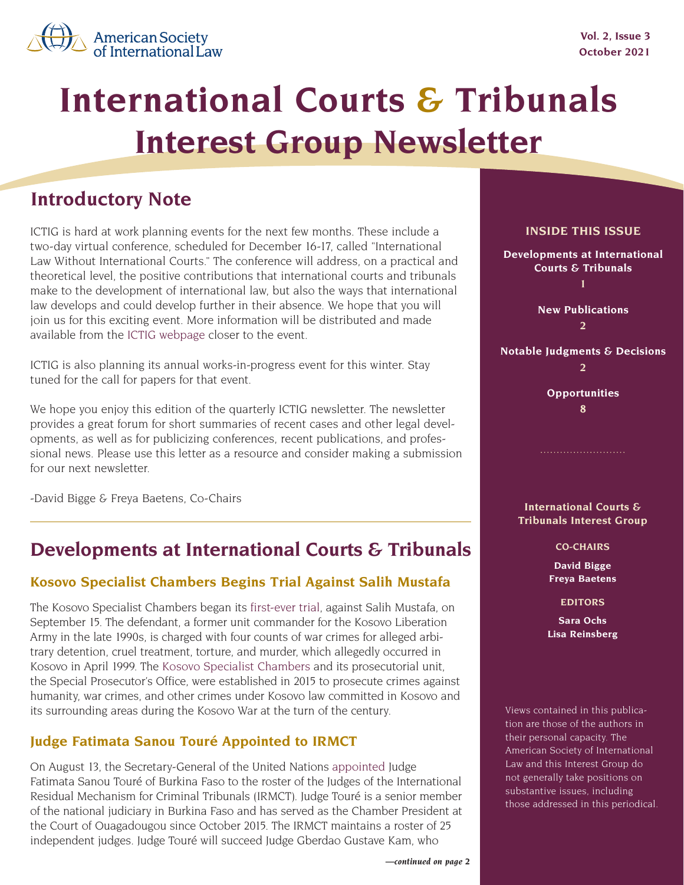American Society of International Law

Vol. 2, Issue 3
October 2021

# International Courts & Tribunals Interest Group Newsletter

## Introductory Note

ICTIG is hard at work planning events for the next few months. These include a two-day virtual conference, scheduled for December 16-17, called "International Law Without International Courts." The conference will address, on a practical and theoretical level, the positive contributions that international courts and tribunals make to the development of international law, but also the ways that international law develops and could develop further in their absence. We hope that you will join us for this exciting event. More information will be distributed and made available from the ICTIG webpage closer to the event.

ICTIG is also planning its annual works-in-progress event for this winter. Stay tuned for the call for papers for that event.

We hope you enjoy this edition of the quarterly ICTIG newsletter. The newsletter provides a great forum for short summaries of recent cases and other legal developments, as well as for publicizing conferences, recent publications, and professional news. Please use this letter as a resource and consider making a submission for our next newsletter.

-David Bigge & Freya Baetens, Co-Chairs

## Developments at International Courts & Tribunals

### Kosovo Specialist Chambers Begins Trial Against Salih Mustafa

The Kosovo Specialist Chambers began its first-ever trial, against Salih Mustafa, on September 15. The defendant, a former unit commander for the Kosovo Liberation Army in the late 1990s, is charged with four counts of war crimes for alleged arbitrary detention, cruel treatment, torture, and murder, which allegedly occurred in Kosovo in April 1999. The Kosovo Specialist Chambers and its prosecutorial unit, the Special Prosecutor's Office, were established in 2015 to prosecute crimes against humanity, war crimes, and other crimes under Kosovo law committed in Kosovo and its surrounding areas during the Kosovo War at the turn of the century.

### Judge Fatimata Sanou Touré Appointed to IRMCT

On August 13, the Secretary-General of the United Nations appointed Judge Fatimata Sanou Touré of Burkina Faso to the roster of the Judges of the International Residual Mechanism for Criminal Tribunals (IRMCT). Judge Touré is a senior member of the national judiciary in Burkina Faso and has served as the Chamber President at the Court of Ouagadougou since October 2015. The IRMCT maintains a roster of 25 independent judges. Judge Touré will succeed Judge Gberdao Gustave Kam, who

*—continued on page 2*

**INSIDE THIS ISSUE**

**Developments at International Courts & Tribunals**
1

**New Publications**
2

**Notable Judgments & Decisions**
2

**Opportunities**
8

**International Courts & Tribunals Interest Group**

**CO-CHAIRS**

**David Bigge**
**Freya Baetens**

**EDITORS**

**Sara Ochs**
**Lisa Reinsberg**

Views contained in this publication are those of the authors in their personal capacity. The American Society of International Law and this Interest Group do not generally take positions on substantive issues, including those addressed in this periodical.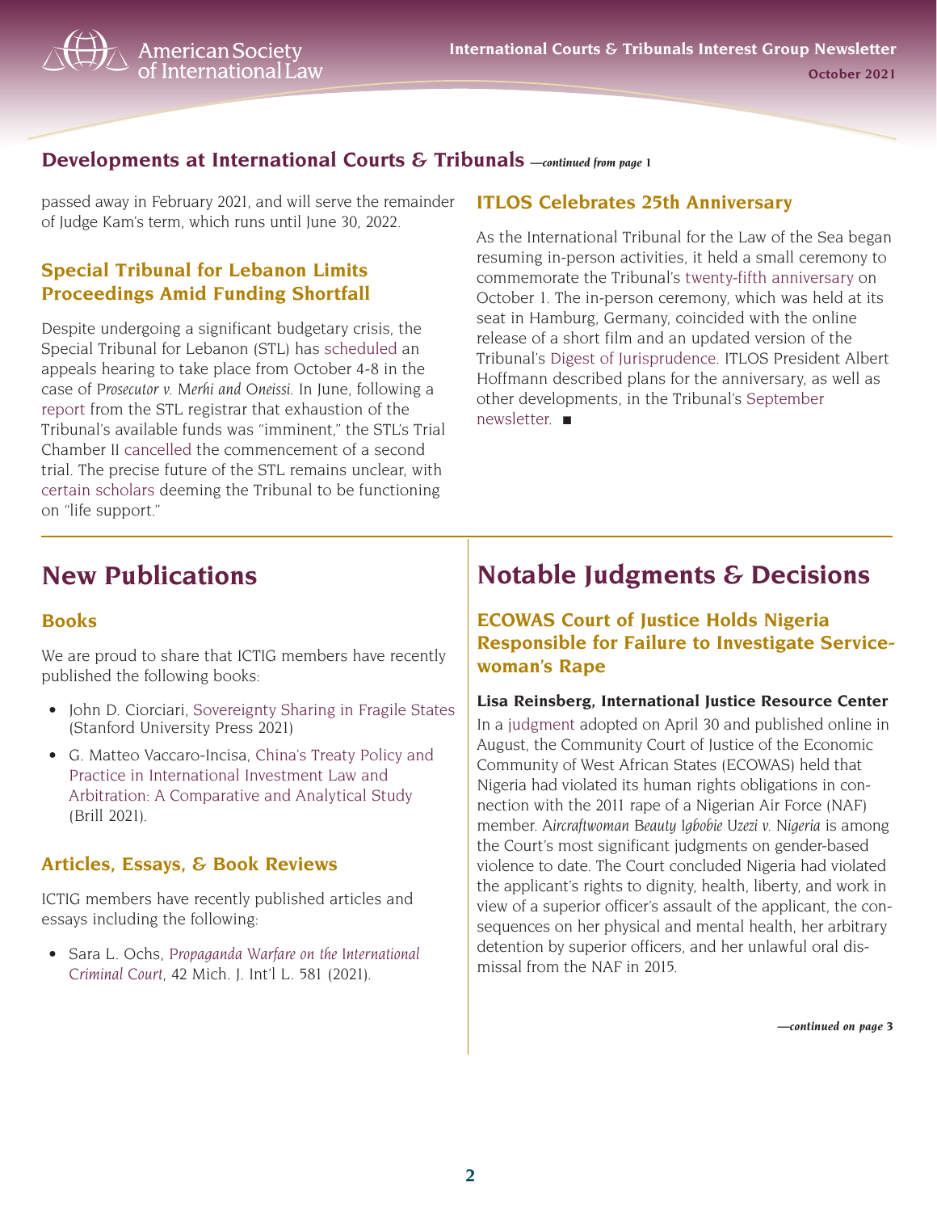## Developments at International Courts & Tribunals *—continued from page 1*

passed away in February 2021, and will serve the remainder of Judge Kam's term, which runs until June 30, 2022.

### Special Tribunal for Lebanon Limits Proceedings Amid Funding Shortfall

Despite undergoing a significant budgetary crisis, the Special Tribunal for Lebanon (STL) has scheduled an appeals hearing to take place from October 4-8 in the case of *Prosecutor v. Merhi and Oneissi*. In June, following a report from the STL registrar that exhaustion of the Tribunal's available funds was "imminent," the STL's Trial Chamber II cancelled the commencement of a second trial. The precise future of the STL remains unclear, with certain scholars deeming the Tribunal to be functioning on "life support."

### ITLOS Celebrates 25th Anniversary

As the International Tribunal for the Law of the Sea began resuming in-person activities, it held a small ceremony to commemorate the Tribunal's twenty-fifth anniversary on October 1. The in-person ceremony, which was held at its seat in Hamburg, Germany, coincided with the online release of a short film and an updated version of the Tribunal's Digest of Jurisprudence. ITLOS President Albert Hoffmann described plans for the anniversary, as well as other developments, in the Tribunal's September newsletter. ■

# New Publications

### Books

We are proud to share that ICTIG members have recently published the following books:

- John D. Ciorciari, Sovereignty Sharing in Fragile States (Stanford University Press 2021)
- G. Matteo Vaccaro-Incisa, China's Treaty Policy and Practice in International Investment Law and Arbitration: A Comparative and Analytical Study (Brill 2021).

### Articles, Essays, & Book Reviews

ICTIG members have recently published articles and essays including the following:

- Sara L. Ochs, *Propaganda Warfare on the International Criminal Court*, 42 Mich. J. Int'l L. 581 (2021).

# Notable Judgments & Decisions

### ECOWAS Court of Justice Holds Nigeria Responsible for Failure to Investigate Service-woman's Rape

**Lisa Reinsberg, International Justice Resource Center**

In a judgment adopted on April 30 and published online in August, the Community Court of Justice of the Economic Community of West African States (ECOWAS) held that Nigeria had violated its human rights obligations in connection with the 2011 rape of a Nigerian Air Force (NAF) member. *Aircraftwoman Beauty Igbobie Uzezi v. Nigeria* is among the Court's most significant judgments on gender-based violence to date. The Court concluded Nigeria had violated the applicant's rights to dignity, health, liberty, and work in view of a superior officer's assault of the applicant, the consequences on her physical and mental health, her arbitrary detention by superior officers, and her unlawful oral dismissal from the NAF in 2015.

*—continued on page 3*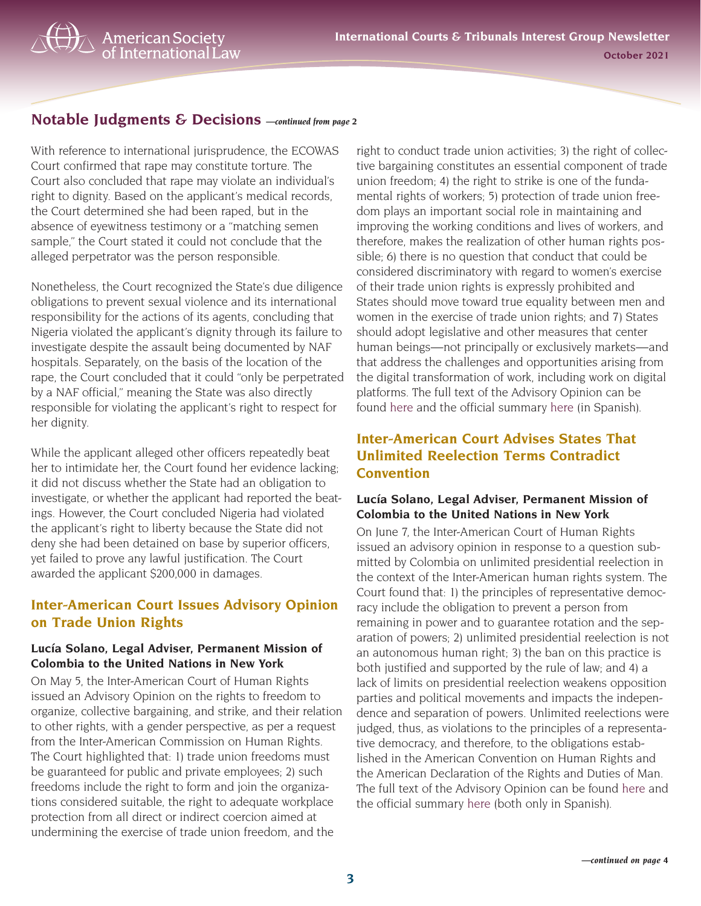## Notable Judgments & Decisions *—continued from page 2*

With reference to international jurisprudence, the ECOWAS Court confirmed that rape may constitute torture. The Court also concluded that rape may violate an individual's right to dignity. Based on the applicant's medical records, the Court determined she had been raped, but in the absence of eyewitness testimony or a "matching semen sample," the Court stated it could not conclude that the alleged perpetrator was the person responsible.

Nonetheless, the Court recognized the State's due diligence obligations to prevent sexual violence and its international responsibility for the actions of its agents, concluding that Nigeria violated the applicant's dignity through its failure to investigate despite the assault being documented by NAF hospitals. Separately, on the basis of the location of the rape, the Court concluded that it could "only be perpetrated by a NAF official," meaning the State was also directly responsible for violating the applicant's right to respect for her dignity.

While the applicant alleged other officers repeatedly beat her to intimidate her, the Court found her evidence lacking; it did not discuss whether the State had an obligation to investigate, or whether the applicant had reported the beatings. However, the Court concluded Nigeria had violated the applicant's right to liberty because the State did not deny she had been detained on base by superior officers, yet failed to prove any lawful justification. The Court awarded the applicant $200,000 in damages.

### Inter-American Court Issues Advisory Opinion on Trade Union Rights

**Lucía Solano, Legal Adviser, Permanent Mission of Colombia to the United Nations in New York**

On May 5, the Inter-American Court of Human Rights issued an Advisory Opinion on the rights to freedom to organize, collective bargaining, and strike, and their relation to other rights, with a gender perspective, as per a request from the Inter-American Commission on Human Rights. The Court highlighted that: 1) trade union freedoms must be guaranteed for public and private employees; 2) such freedoms include the right to form and join the organizations considered suitable, the right to adequate workplace protection from all direct or indirect coercion aimed at undermining the exercise of trade union freedom, and the right to conduct trade union activities; 3) the right of collective bargaining constitutes an essential component of trade union freedom; 4) the right to strike is one of the fundamental rights of workers; 5) protection of trade union freedom plays an important social role in maintaining and improving the working conditions and lives of workers, and therefore, makes the realization of other human rights possible; 6) there is no question that conduct that could be considered discriminatory with regard to women's exercise of their trade union rights is expressly prohibited and States should move toward true equality between men and women in the exercise of trade union rights; and 7) States should adopt legislative and other measures that center human beings—not principally or exclusively markets—and that address the challenges and opportunities arising from the digital transformation of work, including work on digital platforms. The full text of the Advisory Opinion can be found here and the official summary here (in Spanish).

### Inter-American Court Advises States That Unlimited Reelection Terms Contradict Convention

**Lucía Solano, Legal Adviser, Permanent Mission of Colombia to the United Nations in New York**

On June 7, the Inter-American Court of Human Rights issued an advisory opinion in response to a question submitted by Colombia on unlimited presidential reelection in the context of the Inter-American human rights system. The Court found that: 1) the principles of representative democracy include the obligation to prevent a person from remaining in power and to guarantee rotation and the separation of powers; 2) unlimited presidential reelection is not an autonomous human right; 3) the ban on this practice is both justified and supported by the rule of law; and 4) a lack of limits on presidential reelection weakens opposition parties and political movements and impacts the independence and separation of powers. Unlimited reelections were judged, thus, as violations to the principles of a representative democracy, and therefore, to the obligations established in the American Convention on Human Rights and the American Declaration of the Rights and Duties of Man. The full text of the Advisory Opinion can be found here and the official summary here (both only in Spanish).

*—continued on page 4*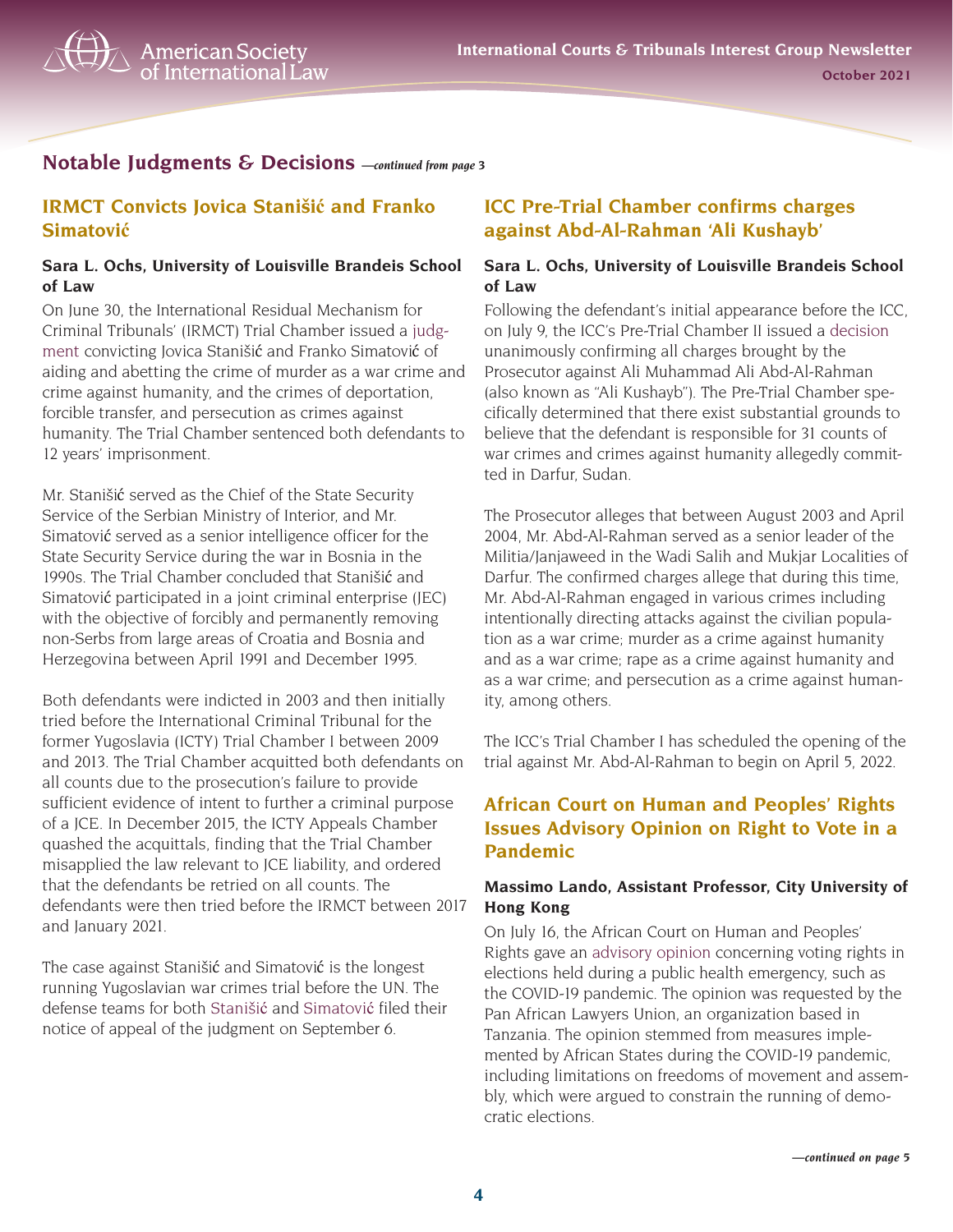## Notable Judgments & Decisions *—continued from page 3*

### IRMCT Convicts Jovica Stanišić and Franko Simatović

**Sara L. Ochs, University of Louisville Brandeis School of Law**

On June 30, the International Residual Mechanism for Criminal Tribunals' (IRMCT) Trial Chamber issued a judgment convicting Jovica Stanišić and Franko Simatović of aiding and abetting the crime of murder as a war crime and crime against humanity, and the crimes of deportation, forcible transfer, and persecution as crimes against humanity. The Trial Chamber sentenced both defendants to 12 years' imprisonment.

Mr. Stanišić served as the Chief of the State Security Service of the Serbian Ministry of Interior, and Mr. Simatović served as a senior intelligence officer for the State Security Service during the war in Bosnia in the 1990s. The Trial Chamber concluded that Stanišić and Simatović participated in a joint criminal enterprise (JEC) with the objective of forcibly and permanently removing non-Serbs from large areas of Croatia and Bosnia and Herzegovina between April 1991 and December 1995.

Both defendants were indicted in 2003 and then initially tried before the International Criminal Tribunal for the former Yugoslavia (ICTY) Trial Chamber I between 2009 and 2013. The Trial Chamber acquitted both defendants on all counts due to the prosecution's failure to provide sufficient evidence of intent to further a criminal purpose of a JCE. In December 2015, the ICTY Appeals Chamber quashed the acquittals, finding that the Trial Chamber misapplied the law relevant to JCE liability, and ordered that the defendants be retried on all counts. The defendants were then tried before the IRMCT between 2017 and January 2021.

The case against Stanišić and Simatović is the longest running Yugoslavian war crimes trial before the UN. The defense teams for both Stanišić and Simatović filed their notice of appeal of the judgment on September 6.

### ICC Pre-Trial Chamber confirms charges against Abd-Al-Rahman 'Ali Kushayb'

**Sara L. Ochs, University of Louisville Brandeis School of Law**

Following the defendant's initial appearance before the ICC, on July 9, the ICC's Pre-Trial Chamber II issued a decision unanimously confirming all charges brought by the Prosecutor against Ali Muhammad Ali Abd-Al-Rahman (also known as "Ali Kushayb"). The Pre-Trial Chamber specifically determined that there exist substantial grounds to believe that the defendant is responsible for 31 counts of war crimes and crimes against humanity allegedly committed in Darfur, Sudan.

The Prosecutor alleges that between August 2003 and April 2004, Mr. Abd-Al-Rahman served as a senior leader of the Militia/Janjaweed in the Wadi Salih and Mukjar Localities of Darfur. The confirmed charges allege that during this time, Mr. Abd-Al-Rahman engaged in various crimes including intentionally directing attacks against the civilian population as a war crime; murder as a crime against humanity and as a war crime; rape as a crime against humanity and as a war crime; and persecution as a crime against humanity, among others.

The ICC's Trial Chamber I has scheduled the opening of the trial against Mr. Abd-Al-Rahman to begin on April 5, 2022.

### African Court on Human and Peoples' Rights Issues Advisory Opinion on Right to Vote in a Pandemic

**Massimo Lando, Assistant Professor, City University of Hong Kong**

On July 16, the African Court on Human and Peoples' Rights gave an advisory opinion concerning voting rights in elections held during a public health emergency, such as the COVID-19 pandemic. The opinion was requested by the Pan African Lawyers Union, an organization based in Tanzania. The opinion stemmed from measures implemented by African States during the COVID-19 pandemic, including limitations on freedoms of movement and assembly, which were argued to constrain the running of democratic elections.

*—continued on page 5*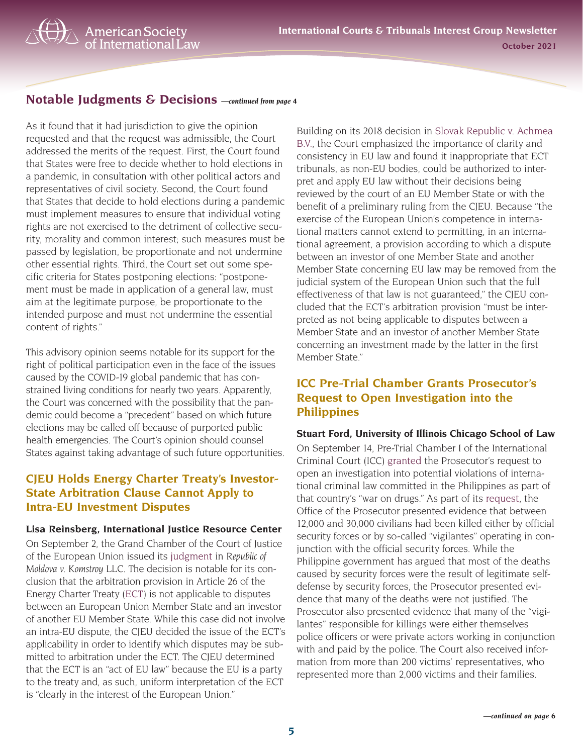## Notable Judgments & Decisions *—continued from page 4*

As it found that it had jurisdiction to give the opinion requested and that the request was admissible, the Court addressed the merits of the request. First, the Court found that States were free to decide whether to hold elections in a pandemic, in consultation with other political actors and representatives of civil society. Second, the Court found that States that decide to hold elections during a pandemic must implement measures to ensure that individual voting rights are not exercised to the detriment of collective security, morality and common interest; such measures must be passed by legislation, be proportionate and not undermine other essential rights. Third, the Court set out some specific criteria for States postponing elections: "postponement must be made in application of a general law, must aim at the legitimate purpose, be proportionate to the intended purpose and must not undermine the essential content of rights."

This advisory opinion seems notable for its support for the right of political participation even in the face of the issues caused by the COVID-19 global pandemic that has constrained living conditions for nearly two years. Apparently, the Court was concerned with the possibility that the pandemic could become a "precedent" based on which future elections may be called off because of purported public health emergencies. The Court's opinion should counsel States against taking advantage of such future opportunities.

### CJEU Holds Energy Charter Treaty's Investor-State Arbitration Clause Cannot Apply to Intra-EU Investment Disputes

**Lisa Reinsberg, International Justice Resource Center**

On September 2, the Grand Chamber of the Court of Justice of the European Union issued its judgment in *Republic of Moldova v. Komstroy* LLC. The decision is notable for its conclusion that the arbitration provision in Article 26 of the Energy Charter Treaty (ECT) is not applicable to disputes between an European Union Member State and an investor of another EU Member State. While this case did not involve an intra-EU dispute, the CJEU decided the issue of the ECT's applicability in order to identify which disputes may be submitted to arbitration under the ECT. The CJEU determined that the ECT is an "act of EU law" because the EU is a party to the treaty and, as such, uniform interpretation of the ECT is "clearly in the interest of the European Union."

Building on its 2018 decision in Slovak Republic v. Achmea B.V., the Court emphasized the importance of clarity and consistency in EU law and found it inappropriate that ECT tribunals, as non-EU bodies, could be authorized to interpret and apply EU law without their decisions being reviewed by the court of an EU Member State or with the benefit of a preliminary ruling from the CJEU. Because "the exercise of the European Union's competence in international matters cannot extend to permitting, in an international agreement, a provision according to which a dispute between an investor of one Member State and another Member State concerning EU law may be removed from the judicial system of the European Union such that the full effectiveness of that law is not guaranteed," the CJEU concluded that the ECT's arbitration provision "must be interpreted as not being applicable to disputes between a Member State and an investor of another Member State concerning an investment made by the latter in the first Member State."

### ICC Pre-Trial Chamber Grants Prosecutor's Request to Open Investigation into the Philippines

**Stuart Ford, University of Illinois Chicago School of Law**

On September 14, Pre-Trial Chamber I of the International Criminal Court (ICC) granted the Prosecutor's request to open an investigation into potential violations of international criminal law committed in the Philippines as part of that country's "war on drugs." As part of its request, the Office of the Prosecutor presented evidence that between 12,000 and 30,000 civilians had been killed either by official security forces or by so-called "vigilantes" operating in conjunction with the official security forces. While the Philippine government has argued that most of the deaths caused by security forces were the result of legitimate self-defense by security forces, the Prosecutor presented evidence that many of the deaths were not justified. The Prosecutor also presented evidence that many of the "vigilantes" responsible for killings were either themselves police officers or were private actors working in conjunction with and paid by the police. The Court also received information from more than 200 victims' representatives, who represented more than 2,000 victims and their families.

*—continued on page 6*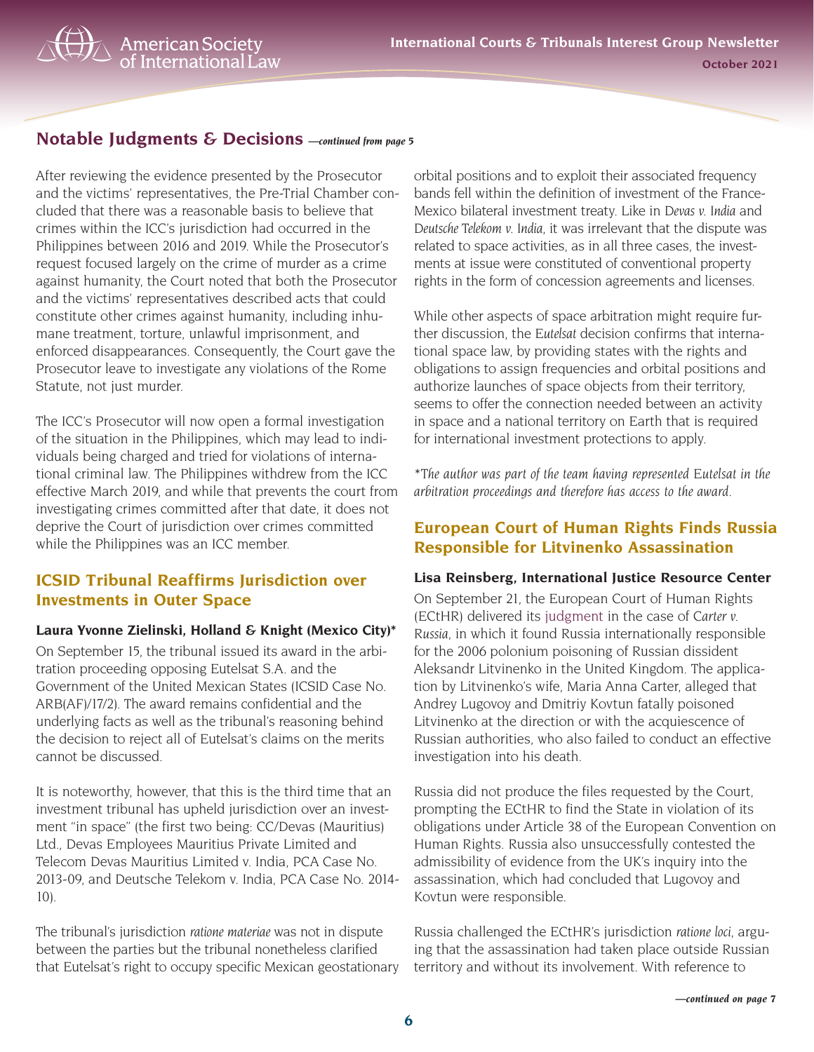## Notable Judgments & Decisions *—continued from page 5*

After reviewing the evidence presented by the Prosecutor and the victims' representatives, the Pre-Trial Chamber concluded that there was a reasonable basis to believe that crimes within the ICC's jurisdiction had occurred in the Philippines between 2016 and 2019. While the Prosecutor's request focused largely on the crime of murder as a crime against humanity, the Court noted that both the Prosecutor and the victims' representatives described acts that could constitute other crimes against humanity, including inhumane treatment, torture, unlawful imprisonment, and enforced disappearances. Consequently, the Court gave the Prosecutor leave to investigate any violations of the Rome Statute, not just murder.

The ICC's Prosecutor will now open a formal investigation of the situation in the Philippines, which may lead to individuals being charged and tried for violations of international criminal law. The Philippines withdrew from the ICC effective March 2019, and while that prevents the court from investigating crimes committed after that date, it does not deprive the Court of jurisdiction over crimes committed while the Philippines was an ICC member.

### ICSID Tribunal Reaffirms Jurisdiction over Investments in Outer Space

**Laura Yvonne Zielinski, Holland & Knight (Mexico City)\***

On September 15, the tribunal issued its award in the arbitration proceeding opposing Eutelsat S.A. and the Government of the United Mexican States (ICSID Case No. ARB(AF)/17/2). The award remains confidential and the underlying facts as well as the tribunal's reasoning behind the decision to reject all of Eutelsat's claims on the merits cannot be discussed.

It is noteworthy, however, that this is the third time that an investment tribunal has upheld jurisdiction over an investment "in space" (the first two being: CC/Devas (Mauritius) Ltd., Devas Employees Mauritius Private Limited and Telecom Devas Mauritius Limited v. India, PCA Case No. 2013-09, and Deutsche Telekom v. India, PCA Case No. 2014-10).

The tribunal's jurisdiction *ratione materiae* was not in dispute between the parties but the tribunal nonetheless clarified that Eutelsat's right to occupy specific Mexican geostationary orbital positions and to exploit their associated frequency bands fell within the definition of investment of the France-Mexico bilateral investment treaty. Like in *Devas v. India* and *Deutsche Telekom v. India*, it was irrelevant that the dispute was related to space activities, as in all three cases, the investments at issue were constituted of conventional property rights in the form of concession agreements and licenses.

While other aspects of space arbitration might require further discussion, the *Eutelsat* decision confirms that international space law, by providing states with the rights and obligations to assign frequencies and orbital positions and authorize launches of space objects from their territory, seems to offer the connection needed between an activity in space and a national territory on Earth that is required for international investment protections to apply.

*\*The author was part of the team having represented Eutelsat in the arbitration proceedings and therefore has access to the award.*

### European Court of Human Rights Finds Russia Responsible for Litvinenko Assassination

**Lisa Reinsberg, International Justice Resource Center**

On September 21, the European Court of Human Rights (ECtHR) delivered its judgment in the case of *Carter v. Russia*, in which it found Russia internationally responsible for the 2006 polonium poisoning of Russian dissident Aleksandr Litvinenko in the United Kingdom. The application by Litvinenko's wife, Maria Anna Carter, alleged that Andrey Lugovoy and Dmitriy Kovtun fatally poisoned Litvinenko at the direction or with the acquiescence of Russian authorities, who also failed to conduct an effective investigation into his death.

Russia did not produce the files requested by the Court, prompting the ECtHR to find the State in violation of its obligations under Article 38 of the European Convention on Human Rights. Russia also unsuccessfully contested the admissibility of evidence from the UK's inquiry into the assassination, which had concluded that Lugovoy and Kovtun were responsible.

Russia challenged the ECtHR's jurisdiction *ratione loci*, arguing that the assassination had taken place outside Russian territory and without its involvement. With reference to

*—continued on page 7*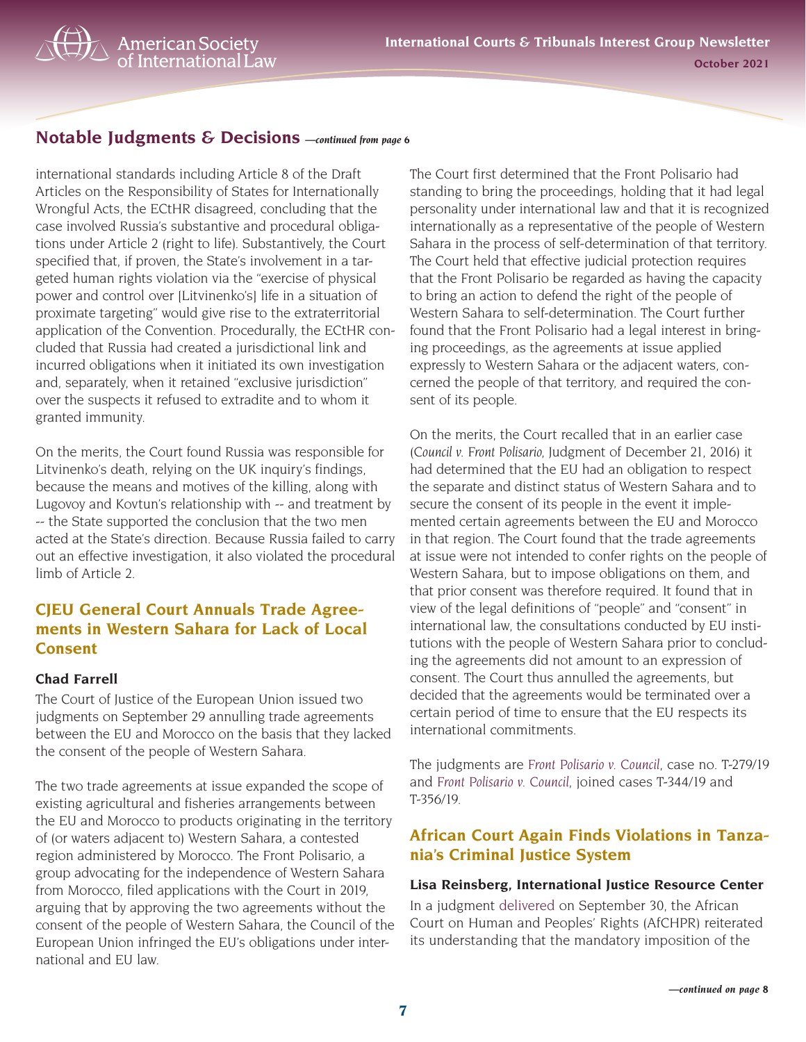## Notable Judgments & Decisions *—continued from page 6*

international standards including Article 8 of the Draft Articles on the Responsibility of States for Internationally Wrongful Acts, the ECtHR disagreed, concluding that the case involved Russia's substantive and procedural obligations under Article 2 (right to life). Substantively, the Court specified that, if proven, the State's involvement in a targeted human rights violation via the "exercise of physical power and control over [Litvinenko's] life in a situation of proximate targeting" would give rise to the extraterritorial application of the Convention. Procedurally, the ECtHR concluded that Russia had created a jurisdictional link and incurred obligations when it initiated its own investigation and, separately, when it retained "exclusive jurisdiction" over the suspects it refused to extradite and to whom it granted immunity.

On the merits, the Court found Russia was responsible for Litvinenko's death, relying on the UK inquiry's findings, because the means and motives of the killing, along with Lugovoy and Kovtun's relationship with -- and treatment by -- the State supported the conclusion that the two men acted at the State's direction. Because Russia failed to carry out an effective investigation, it also violated the procedural limb of Article 2.

### CJEU General Court Annuals Trade Agreements in Western Sahara for Lack of Local Consent

**Chad Farrell**

The Court of Justice of the European Union issued two judgments on September 29 annulling trade agreements between the EU and Morocco on the basis that they lacked the consent of the people of Western Sahara.

The two trade agreements at issue expanded the scope of existing agricultural and fisheries arrangements between the EU and Morocco to products originating in the territory of (or waters adjacent to) Western Sahara, a contested region administered by Morocco. The Front Polisario, a group advocating for the independence of Western Sahara from Morocco, filed applications with the Court in 2019, arguing that by approving the two agreements without the consent of the people of Western Sahara, the Council of the European Union infringed the EU's obligations under international and EU law.

The Court first determined that the Front Polisario had standing to bring the proceedings, holding that it had legal personality under international law and that it is recognized internationally as a representative of the people of Western Sahara in the process of self-determination of that territory. The Court held that effective judicial protection requires that the Front Polisario be regarded as having the capacity to bring an action to defend the right of the people of Western Sahara to self-determination. The Court further found that the Front Polisario had a legal interest in bringing proceedings, as the agreements at issue applied expressly to Western Sahara or the adjacent waters, concerned the people of that territory, and required the consent of its people.

On the merits, the Court recalled that in an earlier case (*Council v. Front Polisario*, Judgment of December 21, 2016) it had determined that the EU had an obligation to respect the separate and distinct status of Western Sahara and to secure the consent of its people in the event it implemented certain agreements between the EU and Morocco in that region. The Court found that the trade agreements at issue were not intended to confer rights on the people of Western Sahara, but to impose obligations on them, and that prior consent was therefore required. It found that in view of the legal definitions of "people" and "consent" in international law, the consultations conducted by EU institutions with the people of Western Sahara prior to concluding the agreements did not amount to an expression of consent. The Court thus annulled the agreements, but decided that the agreements would be terminated over a certain period of time to ensure that the EU respects its international commitments.

The judgments are *Front Polisario v. Council*, case no. T-279/19 and *Front Polisario v. Council*, joined cases T-344/19 and T-356/19.

### African Court Again Finds Violations in Tanzania's Criminal Justice System

**Lisa Reinsberg, International Justice Resource Center**

In a judgment delivered on September 30, the African Court on Human and Peoples' Rights (AfCHPR) reiterated its understanding that the mandatory imposition of the

*—continued on page 8*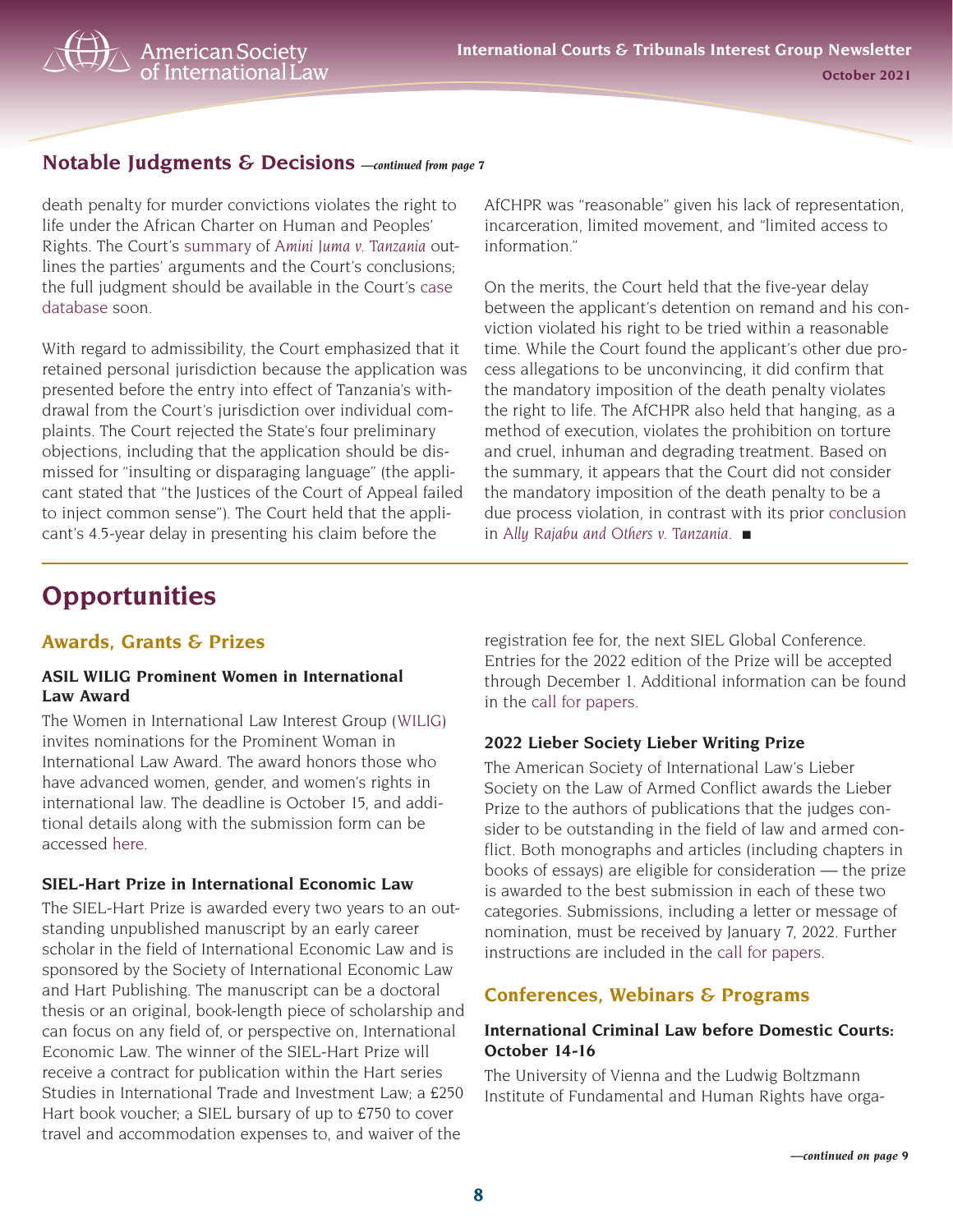## Notable Judgments & Decisions *—continued from page 7*

death penalty for murder convictions violates the right to life under the African Charter on Human and Peoples' Rights. The Court's summary of *Amini Juma v. Tanzania* outlines the parties' arguments and the Court's conclusions; the full judgment should be available in the Court's case database soon.

With regard to admissibility, the Court emphasized that it retained personal jurisdiction because the application was presented before the entry into effect of Tanzania's withdrawal from the Court's jurisdiction over individual complaints. The Court rejected the State's four preliminary objections, including that the application should be dismissed for "insulting or disparaging language" (the applicant stated that "the Justices of the Court of Appeal failed to inject common sense"). The Court held that the applicant's 4.5-year delay in presenting his claim before the AfCHPR was "reasonable" given his lack of representation, incarceration, limited movement, and "limited access to information."

On the merits, the Court held that the five-year delay between the applicant's detention on remand and his conviction violated his right to be tried within a reasonable time. While the Court found the applicant's other due process allegations to be unconvincing, it did confirm that the mandatory imposition of the death penalty violates the right to life. The AfCHPR also held that hanging, as a method of execution, violates the prohibition on torture and cruel, inhuman and degrading treatment. Based on the summary, it appears that the Court did not consider the mandatory imposition of the death penalty to be a due process violation, in contrast with its prior conclusion in *Ally Rajabu and Others v. Tanzania*. ■

# Opportunities

## Awards, Grants & Prizes

### ASIL WILIG Prominent Women in International Law Award

The Women in International Law Interest Group (WILIG) invites nominations for the Prominent Woman in International Law Award. The award honors those who have advanced women, gender, and women's rights in international law. The deadline is October 15, and additional details along with the submission form can be accessed here.

### SIEL-Hart Prize in International Economic Law

The SIEL-Hart Prize is awarded every two years to an outstanding unpublished manuscript by an early career scholar in the field of International Economic Law and is sponsored by the Society of International Economic Law and Hart Publishing. The manuscript can be a doctoral thesis or an original, book-length piece of scholarship and can focus on any field of, or perspective on, International Economic Law. The winner of the SIEL-Hart Prize will receive a contract for publication within the Hart series Studies in International Trade and Investment Law; a £250 Hart book voucher; a SIEL bursary of up to £750 to cover travel and accommodation expenses to, and waiver of the registration fee for, the next SIEL Global Conference. Entries for the 2022 edition of the Prize will be accepted through December 1. Additional information can be found in the call for papers.

### 2022 Lieber Society Lieber Writing Prize

The American Society of International Law's Lieber Society on the Law of Armed Conflict awards the Lieber Prize to the authors of publications that the judges consider to be outstanding in the field of law and armed conflict. Both monographs and articles (including chapters in books of essays) are eligible for consideration — the prize is awarded to the best submission in each of these two categories. Submissions, including a letter or message of nomination, must be received by January 7, 2022. Further instructions are included in the call for papers.

## Conferences, Webinars & Programs

### International Criminal Law before Domestic Courts: October 14-16

The University of Vienna and the Ludwig Boltzmann Institute of Fundamental and Human Rights have orga-

*—continued on page 9*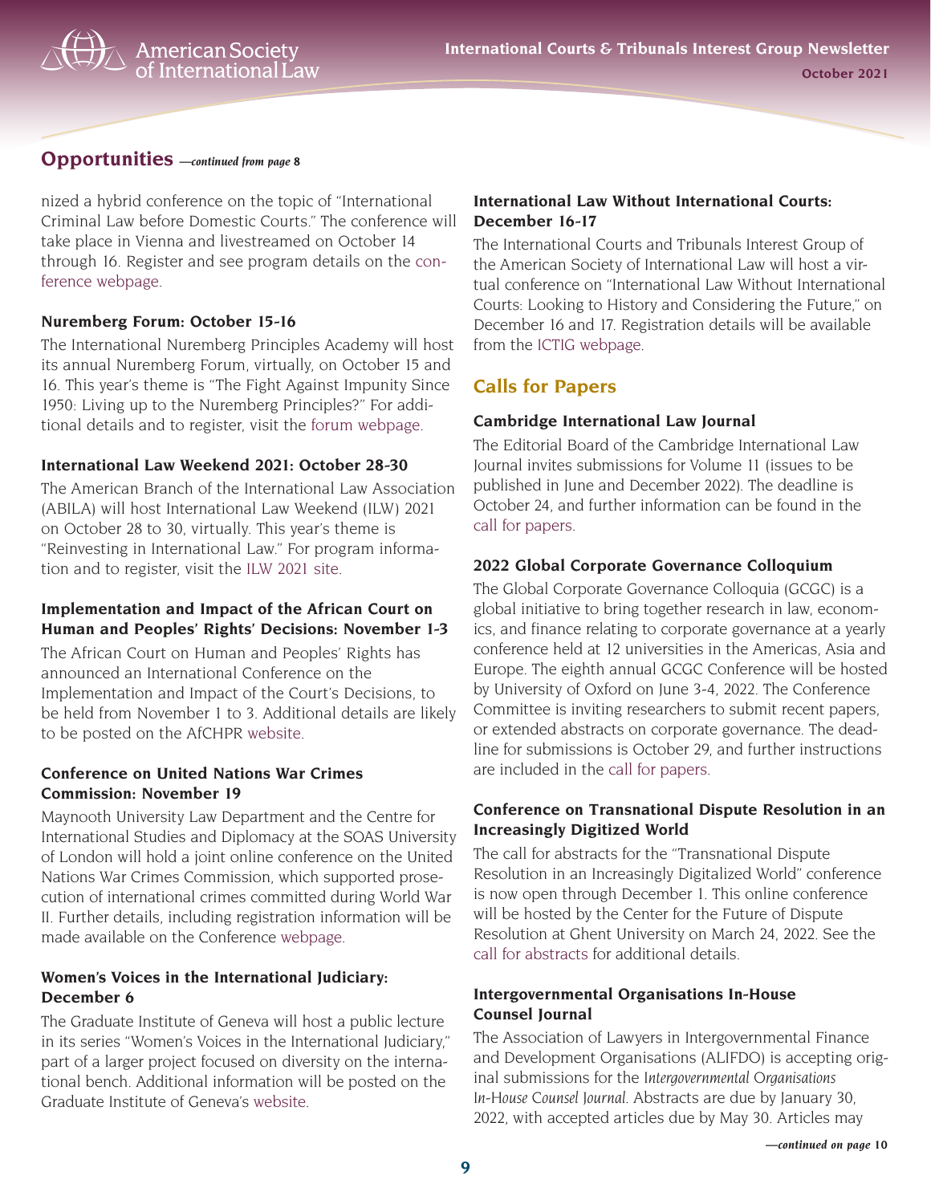## Opportunities *—continued from page 8*

nized a hybrid conference on the topic of "International Criminal Law before Domestic Courts." The conference will take place in Vienna and livestreamed on October 14 through 16. Register and see program details on the conference webpage.

**Nuremberg Forum: October 15-16**

The International Nuremberg Principles Academy will host its annual Nuremberg Forum, virtually, on October 15 and 16. This year's theme is "The Fight Against Impunity Since 1950: Living up to the Nuremberg Principles?" For additional details and to register, visit the forum webpage.

**International Law Weekend 2021: October 28-30**

The American Branch of the International Law Association (ABILA) will host International Law Weekend (ILW) 2021 on October 28 to 30, virtually. This year's theme is "Reinvesting in International Law." For program information and to register, visit the ILW 2021 site.

**Implementation and Impact of the African Court on Human and Peoples' Rights' Decisions: November 1-3**

The African Court on Human and Peoples' Rights has announced an International Conference on the Implementation and Impact of the Court's Decisions, to be held from November 1 to 3. Additional details are likely to be posted on the AfCHPR website.

**Conference on United Nations War Crimes Commission: November 19**

Maynooth University Law Department and the Centre for International Studies and Diplomacy at the SOAS University of London will hold a joint online conference on the United Nations War Crimes Commission, which supported prosecution of international crimes committed during World War II. Further details, including registration information will be made available on the Conference webpage.

**Women's Voices in the International Judiciary: December 6**

The Graduate Institute of Geneva will host a public lecture in its series "Women's Voices in the International Judiciary," part of a larger project focused on diversity on the international bench. Additional information will be posted on the Graduate Institute of Geneva's website.

**International Law Without International Courts: December 16-17**

The International Courts and Tribunals Interest Group of the American Society of International Law will host a virtual conference on "International Law Without International Courts: Looking to History and Considering the Future," on December 16 and 17. Registration details will be available from the ICTIG webpage.

### Calls for Papers

**Cambridge International Law Journal**

The Editorial Board of the Cambridge International Law Journal invites submissions for Volume 11 (issues to be published in June and December 2022). The deadline is October 24, and further information can be found in the call for papers.

**2022 Global Corporate Governance Colloquium**

The Global Corporate Governance Colloquia (GCGC) is a global initiative to bring together research in law, economics, and finance relating to corporate governance at a yearly conference held at 12 universities in the Americas, Asia and Europe. The eighth annual GCGC Conference will be hosted by University of Oxford on June 3-4, 2022. The Conference Committee is inviting researchers to submit recent papers, or extended abstracts on corporate governance. The deadline for submissions is October 29, and further instructions are included in the call for papers.

**Conference on Transnational Dispute Resolution in an Increasingly Digitized World**

The call for abstracts for the "Transnational Dispute Resolution in an Increasingly Digitalized World" conference is now open through December 1. This online conference will be hosted by the Center for the Future of Dispute Resolution at Ghent University on March 24, 2022. See the call for abstracts for additional details.

**Intergovernmental Organisations In-House Counsel Journal**

The Association of Lawyers in Intergovernmental Finance and Development Organisations (ALIFDO) is accepting original submissions for the *Intergovernmental Organisations In-House Counsel Journal*. Abstracts are due by January 30, 2022, with accepted articles due by May 30. Articles may

*—continued on page 10*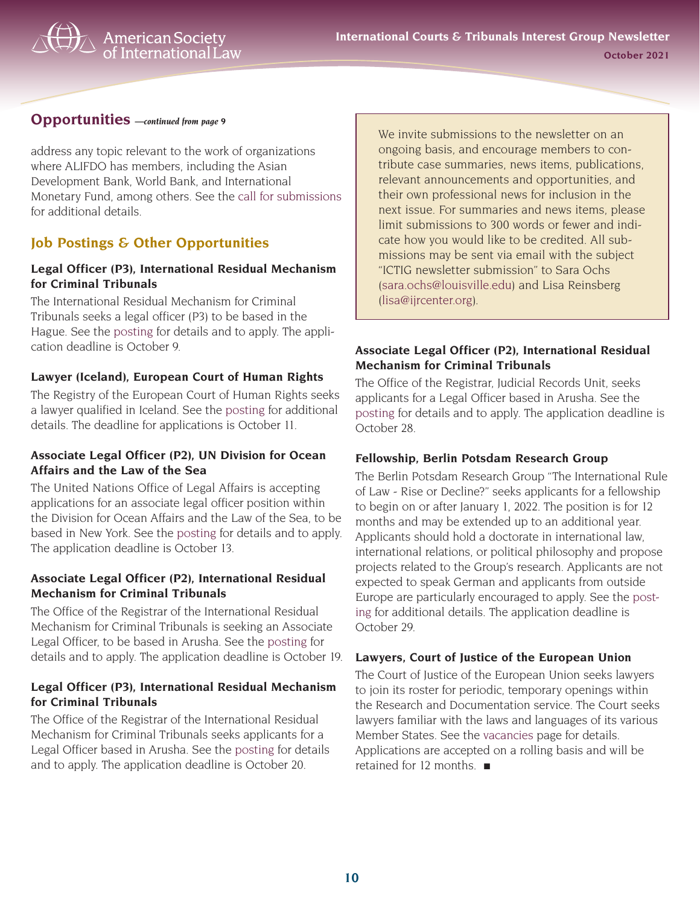## Opportunities *—continued from page 9*

address any topic relevant to the work of organizations where ALIFDO has members, including the Asian Development Bank, World Bank, and International Monetary Fund, among others. See the call for submissions for additional details.

## Job Postings & Other Opportunities

### Legal Officer (P3), International Residual Mechanism for Criminal Tribunals

The International Residual Mechanism for Criminal Tribunals seeks a legal officer (P3) to be based in the Hague. See the posting for details and to apply. The application deadline is October 9.

### Lawyer (Iceland), European Court of Human Rights

The Registry of the European Court of Human Rights seeks a lawyer qualified in Iceland. See the posting for additional details. The deadline for applications is October 11.

### Associate Legal Officer (P2), UN Division for Ocean Affairs and the Law of the Sea

The United Nations Office of Legal Affairs is accepting applications for an associate legal officer position within the Division for Ocean Affairs and the Law of the Sea, to be based in New York. See the posting for details and to apply. The application deadline is October 13.

### Associate Legal Officer (P2), International Residual Mechanism for Criminal Tribunals

The Office of the Registrar of the International Residual Mechanism for Criminal Tribunals is seeking an Associate Legal Officer, to be based in Arusha. See the posting for details and to apply. The application deadline is October 19.

### Legal Officer (P3), International Residual Mechanism for Criminal Tribunals

The Office of the Registrar of the International Residual Mechanism for Criminal Tribunals seeks applicants for a Legal Officer based in Arusha. See the posting for details and to apply. The application deadline is October 20.

We invite submissions to the newsletter on an ongoing basis, and encourage members to contribute case summaries, news items, publications, relevant announcements and opportunities, and their own professional news for inclusion in the next issue. For summaries and news items, please limit submissions to 300 words or fewer and indicate how you would like to be credited. All submissions may be sent via email with the subject "ICTIG newsletter submission" to Sara Ochs (sara.ochs@louisville.edu) and Lisa Reinsberg (lisa@ijrcenter.org).

### Associate Legal Officer (P2), International Residual Mechanism for Criminal Tribunals

The Office of the Registrar, Judicial Records Unit, seeks applicants for a Legal Officer based in Arusha. See the posting for details and to apply. The application deadline is October 28.

### Fellowship, Berlin Potsdam Research Group

The Berlin Potsdam Research Group "The International Rule of Law - Rise or Decline?" seeks applicants for a fellowship to begin on or after January 1, 2022. The position is for 12 months and may be extended up to an additional year. Applicants should hold a doctorate in international law, international relations, or political philosophy and propose projects related to the Group's research. Applicants are not expected to speak German and applicants from outside Europe are particularly encouraged to apply. See the posting for additional details. The application deadline is October 29.

### Lawyers, Court of Justice of the European Union

The Court of Justice of the European Union seeks lawyers to join its roster for periodic, temporary openings within the Research and Documentation service. The Court seeks lawyers familiar with the laws and languages of its various Member States. See the vacancies page for details. Applications are accepted on a rolling basis and will be retained for 12 months. ■